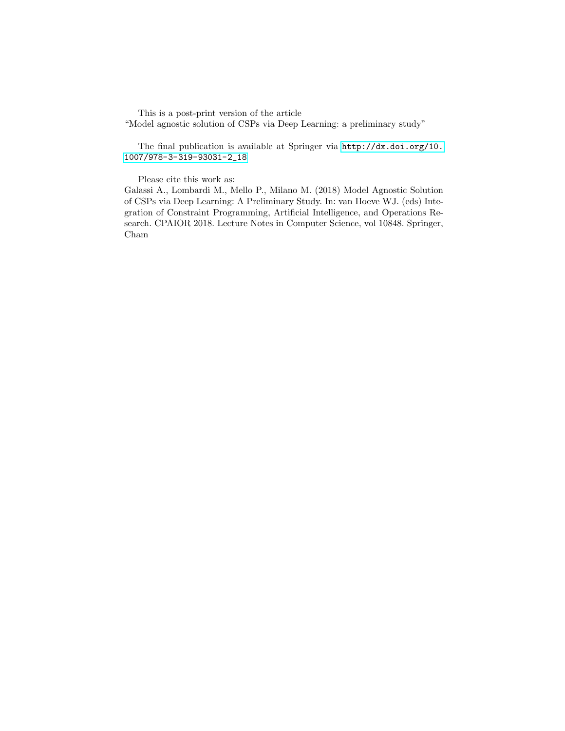This is a post-print version of the article
"Model agnostic solution of CSPs via Deep Learning: a preliminary study"

The final publication is available at Springer via http://dx.doi.org/10.1007/978-3-319-93031-2_18

Please cite this work as:
Galassi A., Lombardi M., Mello P., Milano M. (2018) Model Agnostic Solution of CSPs via Deep Learning: A Preliminary Study. In: van Hoeve WJ. (eds) Integration of Constraint Programming, Artificial Intelligence, and Operations Research. CPAIOR 2018. Lecture Notes in Computer Science, vol 10848. Springer, Cham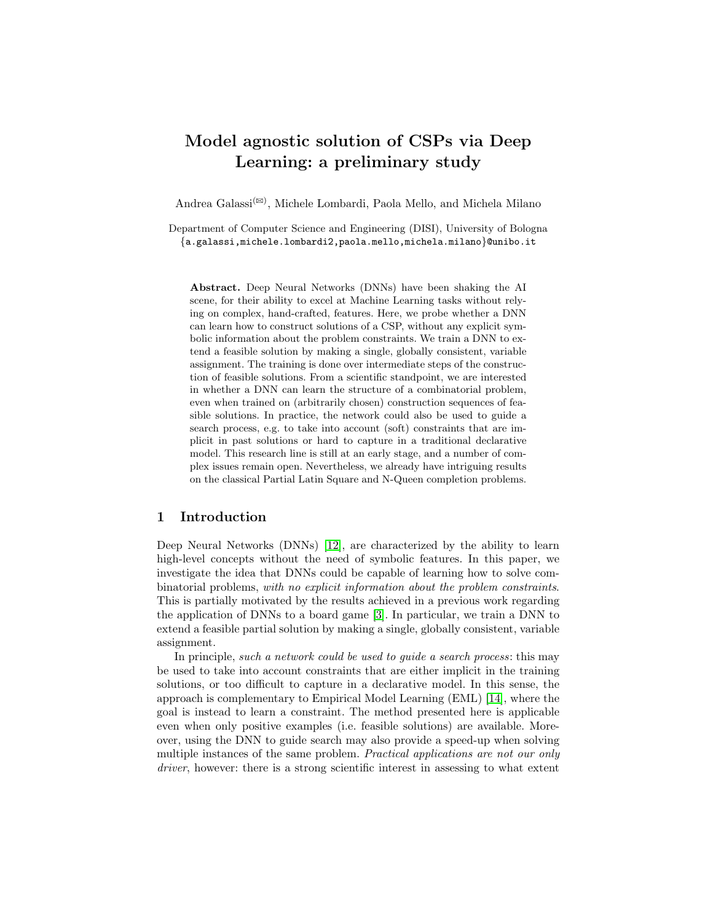# Model agnostic solution of CSPs via Deep Learning: a preliminary study

Andrea Galassi(✉), Michele Lombardi, Paola Mello, and Michela Milano

Department of Computer Science and Engineering (DISI), University of Bologna
{a.galassi,michele.lombardi2,paola.mello,michela.milano}@unibo.it

**Abstract.** Deep Neural Networks (DNNs) have been shaking the AI scene, for their ability to excel at Machine Learning tasks without relying on complex, hand-crafted, features. Here, we probe whether a DNN can learn how to construct solutions of a CSP, without any explicit symbolic information about the problem constraints. We train a DNN to extend a feasible solution by making a single, globally consistent, variable assignment. The training is done over intermediate steps of the construction of feasible solutions. From a scientific standpoint, we are interested in whether a DNN can learn the structure of a combinatorial problem, even when trained on (arbitrarily chosen) construction sequences of feasible solutions. In practice, the network could also be used to guide a search process, e.g. to take into account (soft) constraints that are implicit in past solutions or hard to capture in a traditional declarative model. This research line is still at an early stage, and a number of complex issues remain open. Nevertheless, we already have intriguing results on the classical Partial Latin Square and N-Queen completion problems.

## 1 Introduction

Deep Neural Networks (DNNs) [12], are characterized by the ability to learn high-level concepts without the need of symbolic features. In this paper, we investigate the idea that DNNs could be capable of learning how to solve combinatorial problems, *with no explicit information about the problem constraints*. This is partially motivated by the results achieved in a previous work regarding the application of DNNs to a board game [3]. In particular, we train a DNN to extend a feasible partial solution by making a single, globally consistent, variable assignment.

In principle, *such a network could be used to guide a search process*: this may be used to take into account constraints that are either implicit in the training solutions, or too difficult to capture in a declarative model. In this sense, the approach is complementary to Empirical Model Learning (EML) [14], where the goal is instead to learn a constraint. The method presented here is applicable even when only positive examples (i.e. feasible solutions) are available. Moreover, using the DNN to guide search may also provide a speed-up when solving multiple instances of the same problem. *Practical applications are not our only driver*, however: there is a strong scientific interest in assessing to what extent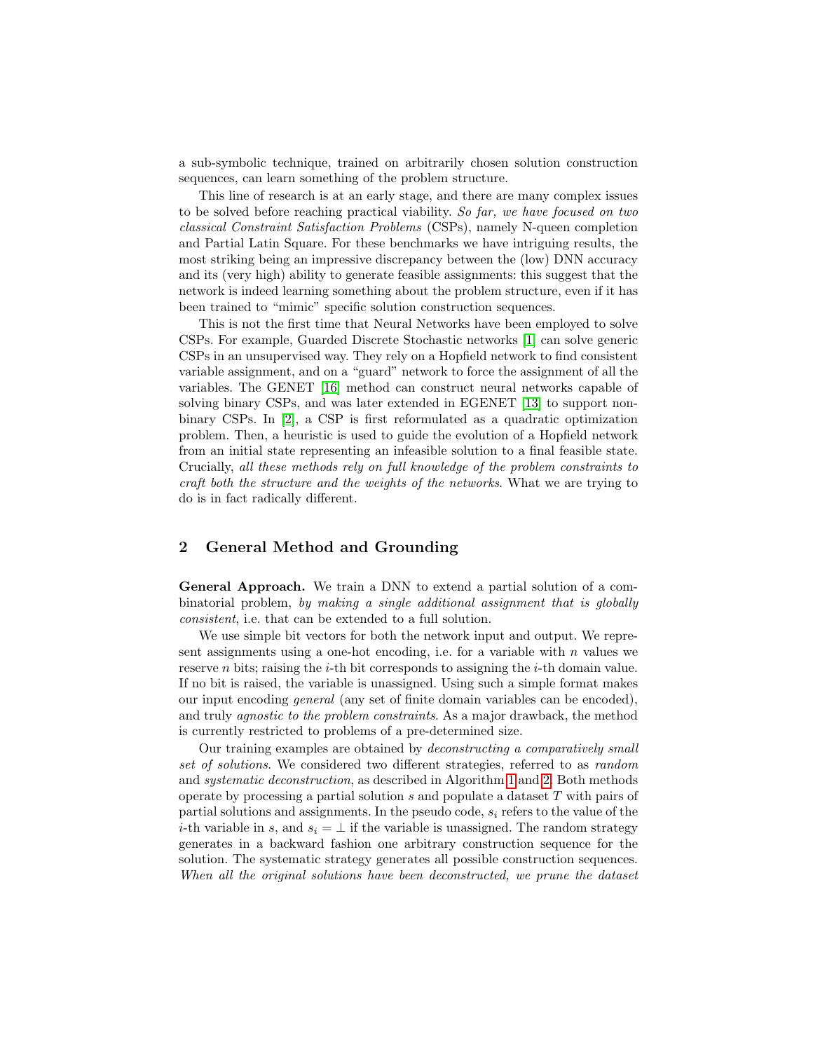a sub-symbolic technique, trained on arbitrarily chosen solution construction sequences, can learn something of the problem structure.

This line of research is at an early stage, and there are many complex issues to be solved before reaching practical viability. *So far, we have focused on two classical Constraint Satisfaction Problems* (CSPs), namely N-queen completion and Partial Latin Square. For these benchmarks we have intriguing results, the most striking being an impressive discrepancy between the (low) DNN accuracy and its (very high) ability to generate feasible assignments: this suggest that the network is indeed learning something about the problem structure, even if it has been trained to "mimic" specific solution construction sequences.

This is not the first time that Neural Networks have been employed to solve CSPs. For example, Guarded Discrete Stochastic networks [1] can solve generic CSPs in an unsupervised way. They rely on a Hopfield network to find consistent variable assignment, and on a "guard" network to force the assignment of all the variables. The GENET [16] method can construct neural networks capable of solving binary CSPs, and was later extended in EGENET [13] to support non-binary CSPs. In [2], a CSP is first reformulated as a quadratic optimization problem. Then, a heuristic is used to guide the evolution of a Hopfield network from an initial state representing an infeasible solution to a final feasible state. Crucially, *all these methods rely on full knowledge of the problem constraints to craft both the structure and the weights of the networks*. What we are trying to do is in fact radically different.

## 2 General Method and Grounding

**General Approach.** We train a DNN to extend a partial solution of a combinatorial problem, *by making a single additional assignment that is globally consistent*, i.e. that can be extended to a full solution.

We use simple bit vectors for both the network input and output. We represent assignments using a one-hot encoding, i.e. for a variable with $n$ values we reserve $n$ bits; raising the $i$-th bit corresponds to assigning the $i$-th domain value. If no bit is raised, the variable is unassigned. Using such a simple format makes our input encoding *general* (any set of finite domain variables can be encoded), and truly *agnostic to the problem constraints*. As a major drawback, the method is currently restricted to problems of a pre-determined size.

Our training examples are obtained by *deconstructing a comparatively small set of solutions*. We considered two different strategies, referred to as *random* and *systematic deconstruction*, as described in Algorithm 1 and 2. Both methods operate by processing a partial solution $s$ and populate a dataset $T$ with pairs of partial solutions and assignments. In the pseudo code, $s_i$ refers to the value of the $i$-th variable in $s$, and $s_i = \perp$ if the variable is unassigned. The random strategy generates in a backward fashion one arbitrary construction sequence for the solution. The systematic strategy generates all possible construction sequences. *When all the original solutions have been deconstructed, we prune the dataset*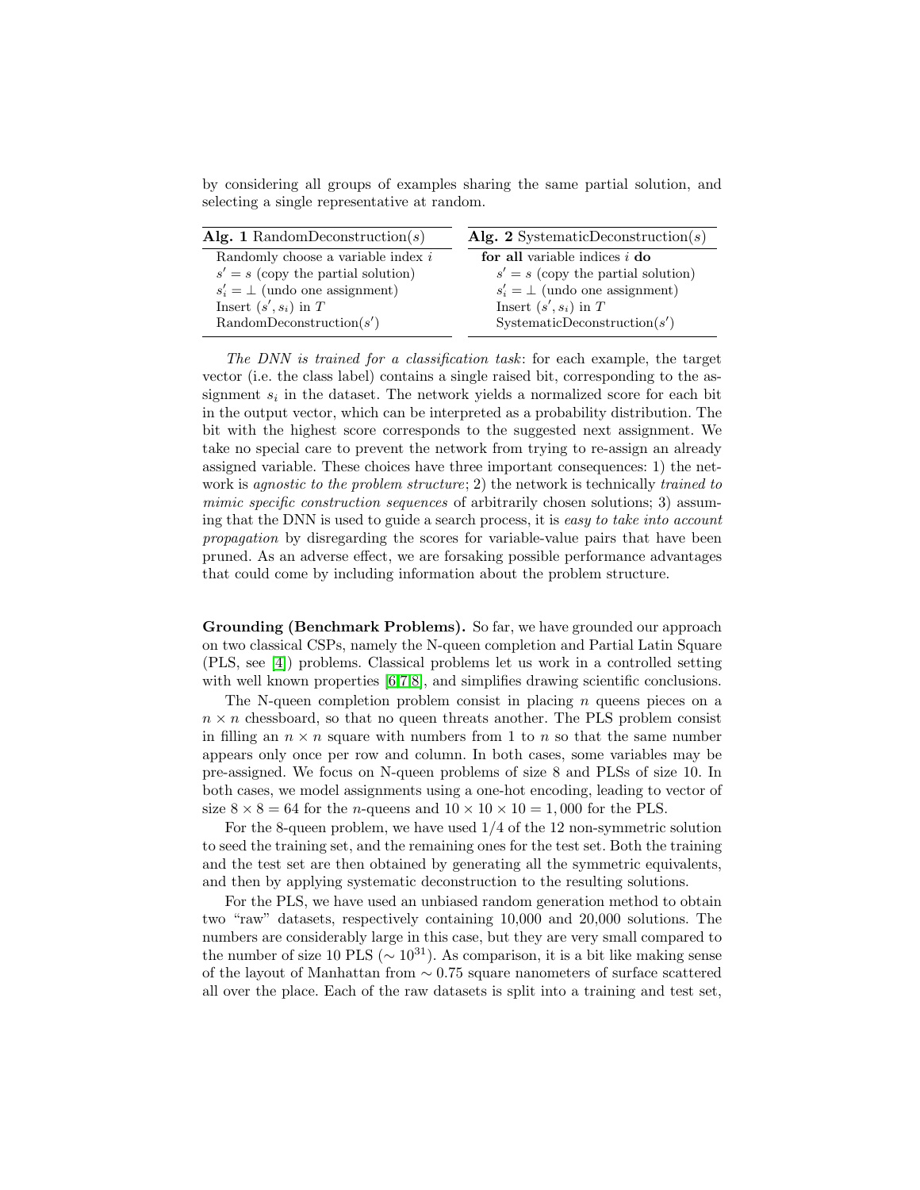by considering all groups of examples sharing the same partial solution, and selecting a single representative at random.

| **Alg. 1** RandomDeconstruction($s$) | **Alg. 2** SystematicDeconstruction($s$) |
|---|---|
| Randomly choose a variable index $i$ | **for all** variable indices $i$ **do** |
| $s' = s$ (copy the partial solution) | $s' = s$ (copy the partial solution) |
| $s'_i = \bot$ (undo one assignment) | $s'_i = \bot$ (undo one assignment) |
| Insert $(s', s_i)$ in $T$ | Insert $(s', s_i)$ in $T$ |
| RandomDeconstruction($s'$) | SystematicDeconstruction($s'$) |

*The DNN is trained for a classification task*: for each example, the target vector (i.e. the class label) contains a single raised bit, corresponding to the assignment $s_i$ in the dataset. The network yields a normalized score for each bit in the output vector, which can be interpreted as a probability distribution. The bit with the highest score corresponds to the suggested next assignment. We take no special care to prevent the network from trying to re-assign an already assigned variable. These choices have three important consequences: 1) the network is *agnostic to the problem structure*; 2) the network is technically *trained to mimic specific construction sequences* of arbitrarily chosen solutions; 3) assuming that the DNN is used to guide a search process, it is *easy to take into account propagation* by disregarding the scores for variable-value pairs that have been pruned. As an adverse effect, we are forsaking possible performance advantages that could come by including information about the problem structure.

**Grounding (Benchmark Problems).** So far, we have grounded our approach on two classical CSPs, namely the N-queen completion and Partial Latin Square (PLS, see [4]) problems. Classical problems let us work in a controlled setting with well known properties [6,7,8], and simplifies drawing scientific conclusions.

The N-queen completion problem consist in placing $n$ queens pieces on a $n \times n$ chessboard, so that no queen threats another. The PLS problem consist in filling an $n \times n$ square with numbers from 1 to $n$ so that the same number appears only once per row and column. In both cases, some variables may be pre-assigned. We focus on N-queen problems of size 8 and PLSs of size 10. In both cases, we model assignments using a one-hot encoding, leading to vector of size $8 \times 8 = 64$ for the $n$-queens and $10 \times 10 \times 10 = 1,000$ for the PLS.

For the 8-queen problem, we have used $1/4$ of the 12 non-symmetric solution to seed the training set, and the remaining ones for the test set. Both the training and the test set are then obtained by generating all the symmetric equivalents, and then by applying systematic deconstruction to the resulting solutions.

For the PLS, we have used an unbiased random generation method to obtain two "raw" datasets, respectively containing 10,000 and 20,000 solutions. The numbers are considerably large in this case, but they are very small compared to the number of size 10 PLS ($\sim 10^{31}$). As comparison, it is a bit like making sense of the layout of Manhattan from $\sim 0.75$ square nanometers of surface scattered all over the place. Each of the raw datasets is split into a training and test set,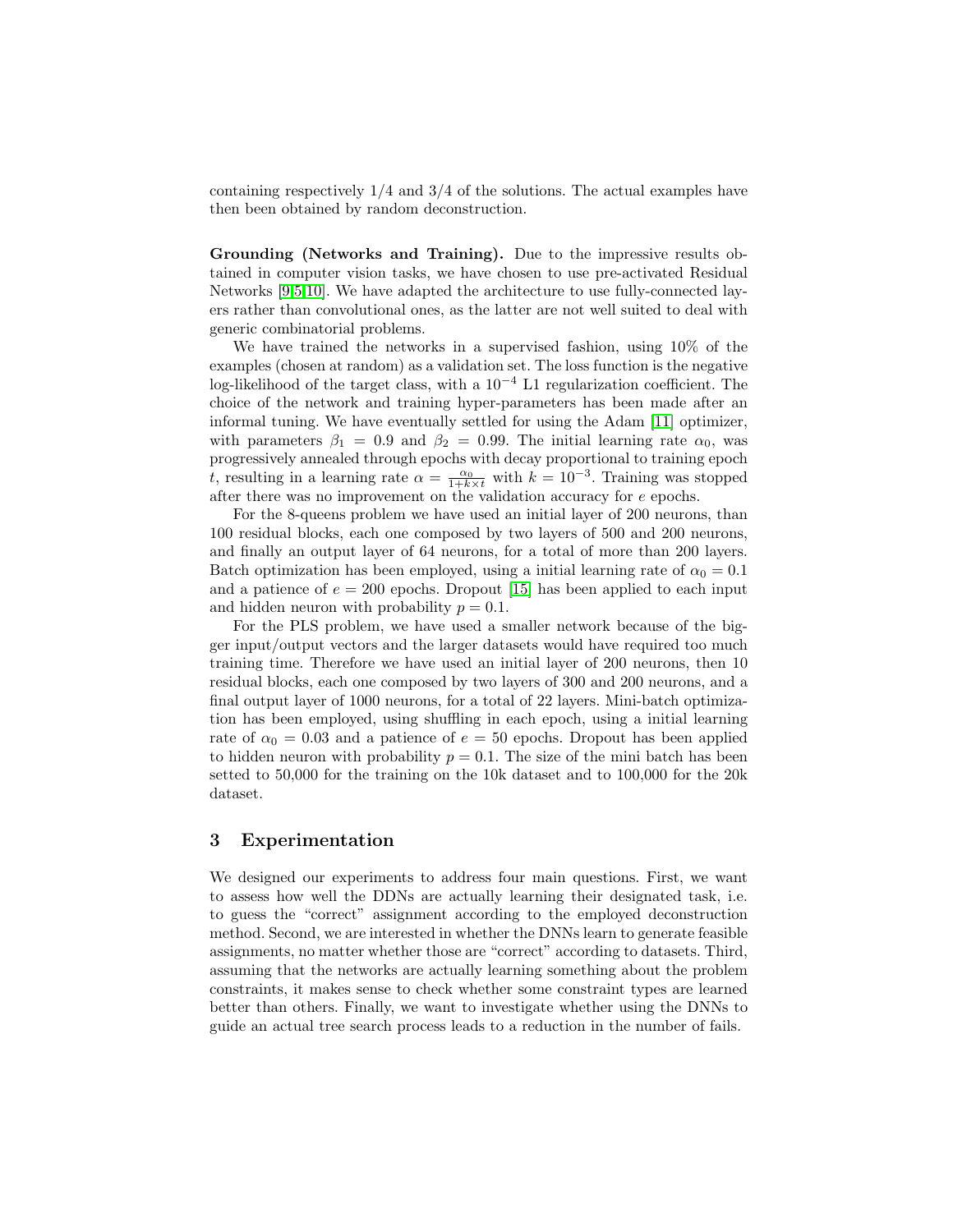containing respectively 1/4 and 3/4 of the solutions. The actual examples have then been obtained by random deconstruction.

**Grounding (Networks and Training).** Due to the impressive results obtained in computer vision tasks, we have chosen to use pre-activated Residual Networks [9,5,10]. We have adapted the architecture to use fully-connected layers rather than convolutional ones, as the latter are not well suited to deal with generic combinatorial problems.

We have trained the networks in a supervised fashion, using 10% of the examples (chosen at random) as a validation set. The loss function is the negative log-likelihood of the target class, with a $10^{-4}$ L1 regularization coefficient. The choice of the network and training hyper-parameters has been made after an informal tuning. We have eventually settled for using the Adam [11] optimizer, with parameters $\beta_1 = 0.9$ and $\beta_2 = 0.99$. The initial learning rate $\alpha_0$, was progressively annealed through epochs with decay proportional to training epoch $t$, resulting in a learning rate $\alpha = \frac{\alpha_0}{1+k\times t}$ with $k = 10^{-3}$. Training was stopped after there was no improvement on the validation accuracy for $e$ epochs.

For the 8-queens problem we have used an initial layer of 200 neurons, than 100 residual blocks, each one composed by two layers of 500 and 200 neurons, and finally an output layer of 64 neurons, for a total of more than 200 layers. Batch optimization has been employed, using a initial learning rate of $\alpha_0 = 0.1$ and a patience of $e = 200$ epochs. Dropout [15] has been applied to each input and hidden neuron with probability $p = 0.1$.

For the PLS problem, we have used a smaller network because of the bigger input/output vectors and the larger datasets would have required too much training time. Therefore we have used an initial layer of 200 neurons, then 10 residual blocks, each one composed by two layers of 300 and 200 neurons, and a final output layer of 1000 neurons, for a total of 22 layers. Mini-batch optimization has been employed, using shuffling in each epoch, using a initial learning rate of $\alpha_0 = 0.03$ and a patience of $e = 50$ epochs. Dropout has been applied to hidden neuron with probability $p = 0.1$. The size of the mini batch has been setted to 50,000 for the training on the 10k dataset and to 100,000 for the 20k dataset.

## 3 Experimentation

We designed our experiments to address four main questions. First, we want to assess how well the DDNs are actually learning their designated task, i.e. to guess the "correct" assignment according to the employed deconstruction method. Second, we are interested in whether the DNNs learn to generate feasible assignments, no matter whether those are "correct" according to datasets. Third, assuming that the networks are actually learning something about the problem constraints, it makes sense to check whether some constraint types are learned better than others. Finally, we want to investigate whether using the DNNs to guide an actual tree search process leads to a reduction in the number of fails.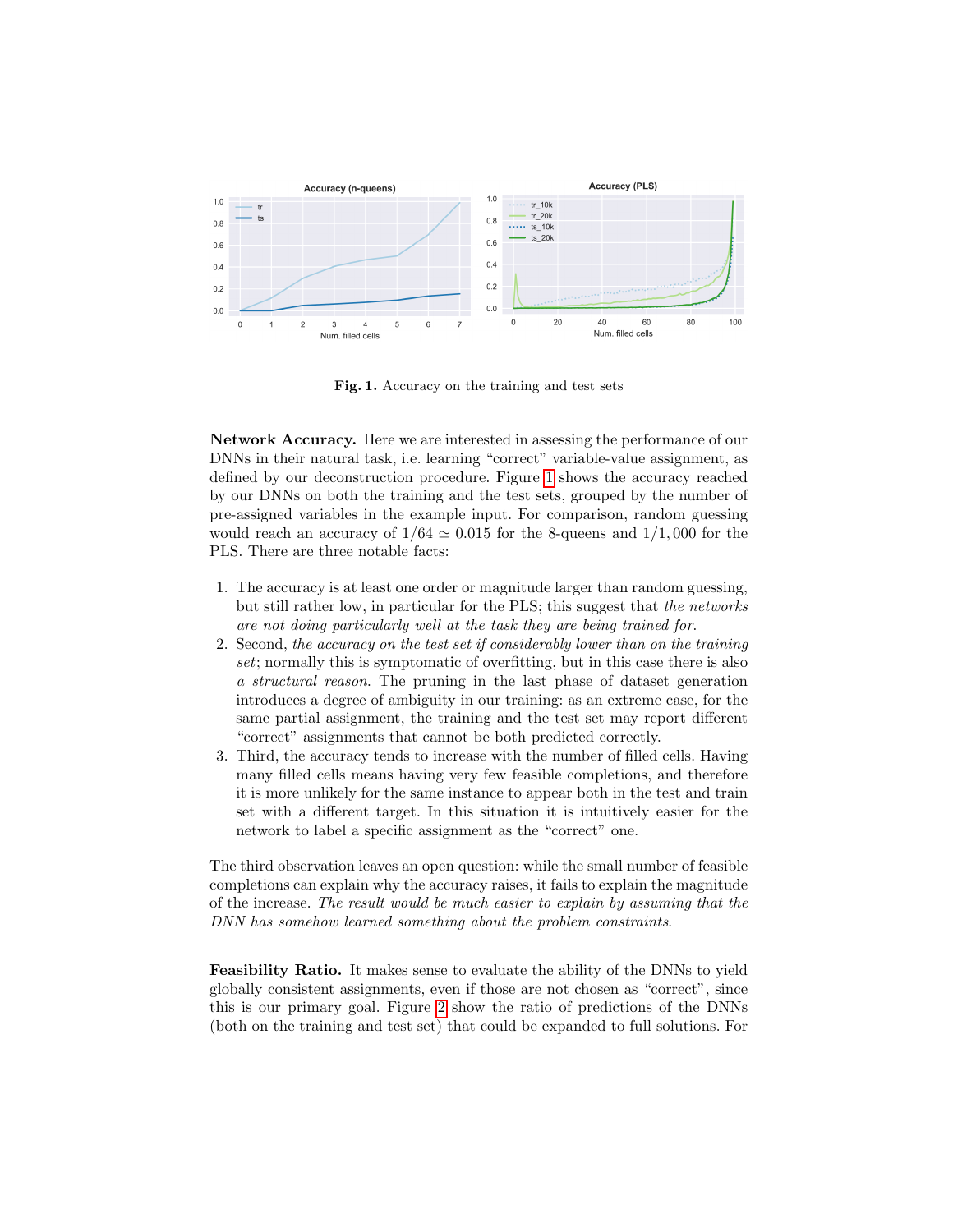**Fig. 1.** Accuracy on the training and test sets

**Network Accuracy.** Here we are interested in assessing the performance of our DNNs in their natural task, i.e. learning "correct" variable-value assignment, as defined by our deconstruction procedure. Figure 1 shows the accuracy reached by our DNNs on both the training and the test sets, grouped by the number of pre-assigned variables in the example input. For comparison, random guessing would reach an accuracy of $1/64 \simeq 0.015$ for the 8-queens and $1/1,000$ for the PLS. There are three notable facts:

1. The accuracy is at least one order or magnitude larger than random guessing, but still rather low, in particular for the PLS; this suggest that *the networks are not doing particularly well at the task they are being trained for*.
2. Second, *the accuracy on the test set if considerably lower than on the training set*; normally this is symptomatic of overfitting, but in this case there is also *a structural reason*. The pruning in the last phase of dataset generation introduces a degree of ambiguity in our training: as an extreme case, for the same partial assignment, the training and the test set may report different "correct" assignments that cannot be both predicted correctly.
3. Third, the accuracy tends to increase with the number of filled cells. Having many filled cells means having very few feasible completions, and therefore it is more unlikely for the same instance to appear both in the test and train set with a different target. In this situation it is intuitively easier for the network to label a specific assignment as the "correct" one.

The third observation leaves an open question: while the small number of feasible completions can explain why the accuracy raises, it fails to explain the magnitude of the increase. *The result would be much easier to explain by assuming that the DNN has somehow learned something about the problem constraints*.

**Feasibility Ratio.** It makes sense to evaluate the ability of the DNNs to yield globally consistent assignments, even if those are not chosen as "correct", since this is our primary goal. Figure 2 show the ratio of predictions of the DNNs (both on the training and test set) that could be expanded to full solutions. For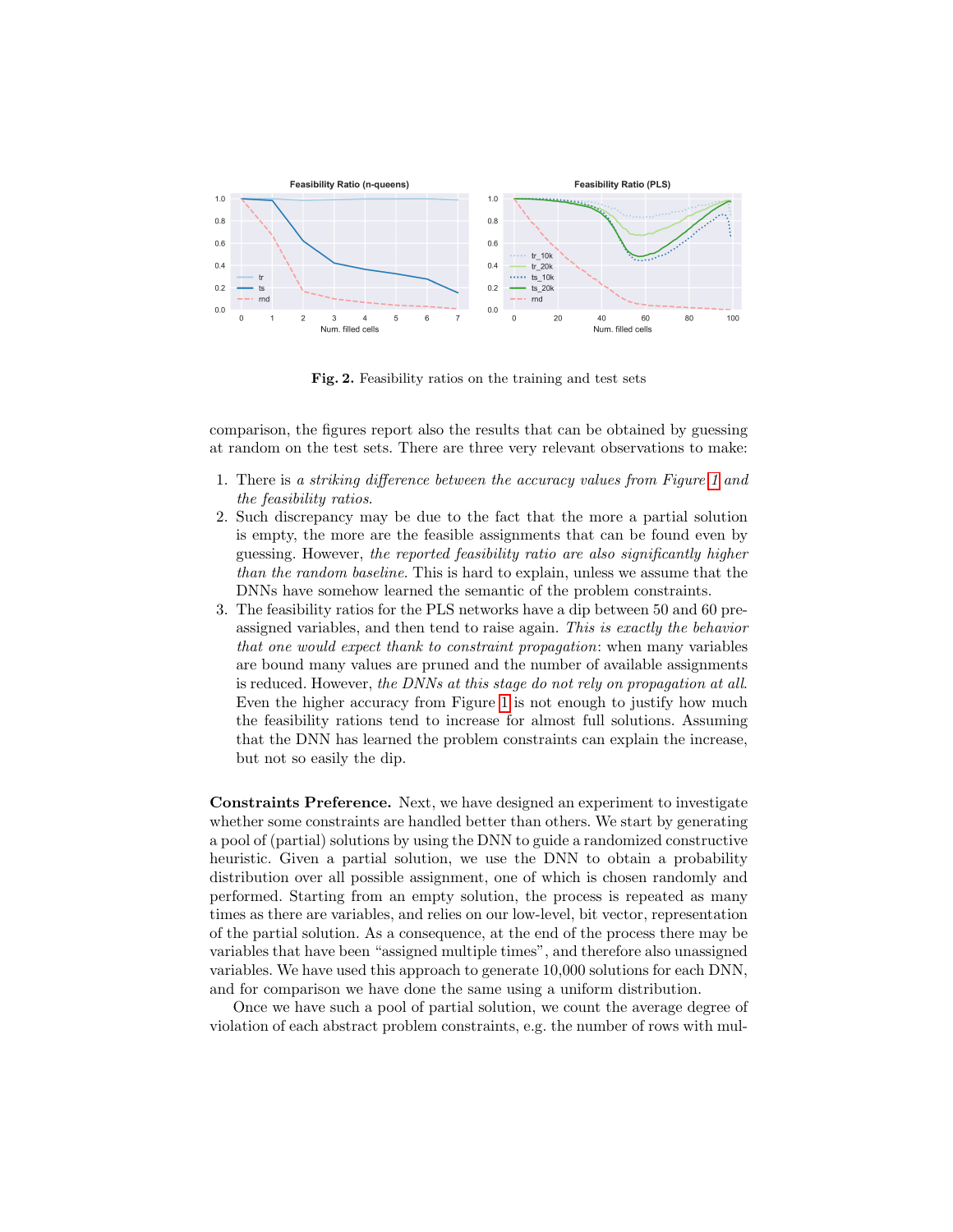Feasibility Ratio (n-queens)

1.0
0.8
0.6
0.4
0.2
0.0

0 1 2 3 4 5 6 7

Num. filled cells

tr
ts
rnd

Feasibility Ratio (PLS)

1.0
0.8
0.6
0.4
0.2
0.0

0 20 40 60 80 100

Num. filled cells

tr_10k
tr_20k
ts_10k
ts_20k
rnd

**Fig. 2.** Feasibility ratios on the training and test sets

comparison, the figures report also the results that can be obtained by guessing at random on the test sets. There are three very relevant observations to make:

1. There is *a striking difference between the accuracy values from Figure 1 and the feasibility ratios*.
2. Such discrepancy may be due to the fact that the more a partial solution is empty, the more are the feasible assignments that can be found even by guessing. However, *the reported feasibility ratio are also significantly higher than the random baseline*. This is hard to explain, unless we assume that the DNNs have somehow learned the semantic of the problem constraints.
3. The feasibility ratios for the PLS networks have a dip between 50 and 60 pre-assigned variables, and then tend to raise again. *This is exactly the behavior that one would expect thank to constraint propagation*: when many variables are bound many values are pruned and the number of available assignments is reduced. However, *the DNNs at this stage do not rely on propagation at all*. Even the higher accuracy from Figure 1 is not enough to justify how much the feasibility rations tend to increase for almost full solutions. Assuming that the DNN has learned the problem constraints can explain the increase, but not so easily the dip.

**Constraints Preference.** Next, we have designed an experiment to investigate whether some constraints are handled better than others. We start by generating a pool of (partial) solutions by using the DNN to guide a randomized constructive heuristic. Given a partial solution, we use the DNN to obtain a probability distribution over all possible assignment, one of which is chosen randomly and performed. Starting from an empty solution, the process is repeated as many times as there are variables, and relies on our low-level, bit vector, representation of the partial solution. As a consequence, at the end of the process there may be variables that have been "assigned multiple times", and therefore also unassigned variables. We have used this approach to generate 10,000 solutions for each DNN, and for comparison we have done the same using a uniform distribution.

Once we have such a pool of partial solution, we count the average degree of violation of each abstract problem constraints, e.g. the number of rows with mul-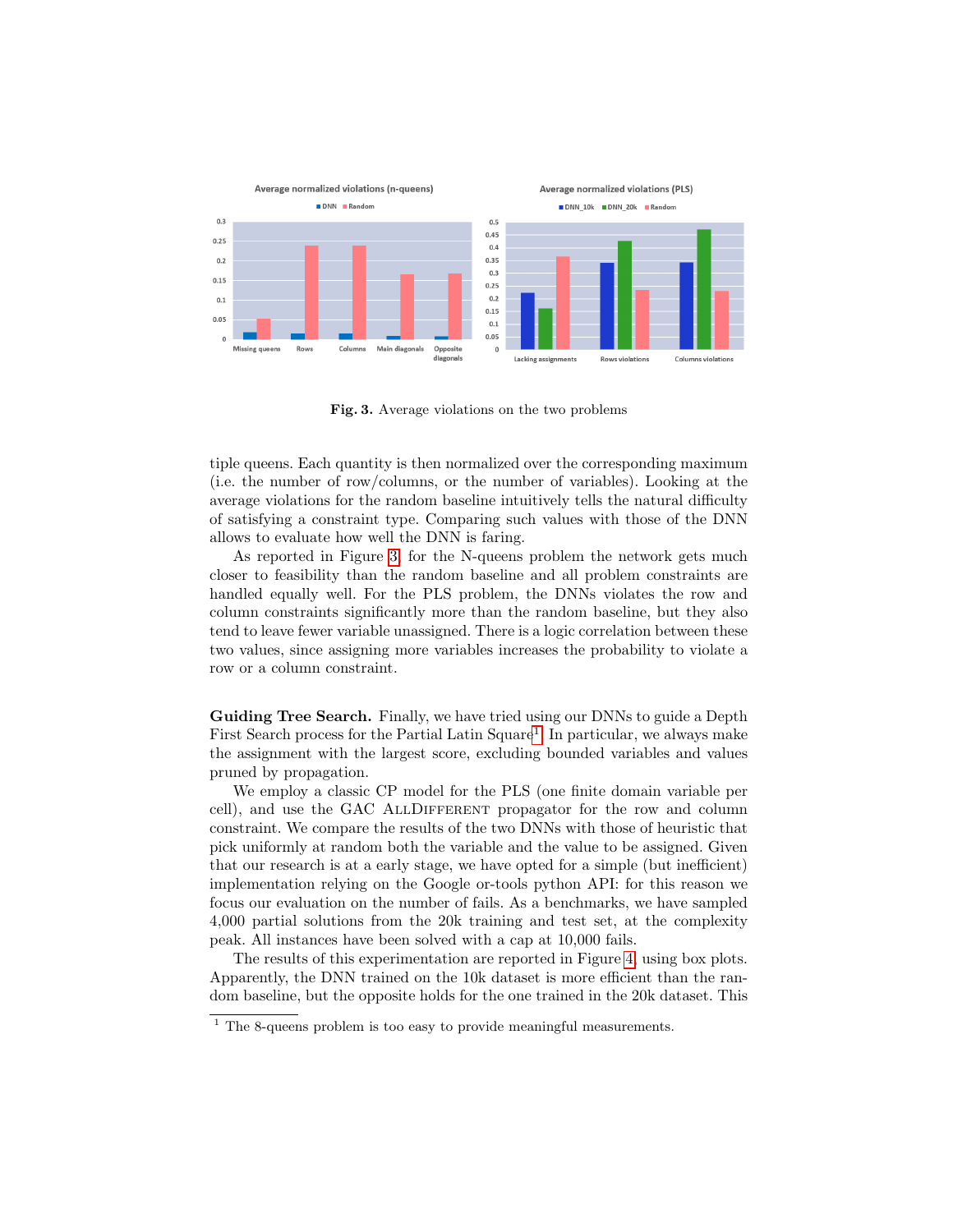Average normalized violations (n-queens)

DNN Random

0.3
0.25
0.2
0.15
0.1
0.05
0

Missing queens Rows Columns Main diagonals Opposite diagonals

Average normalized violations (PLS)

DNN_10k DNN_20k Random

0.5
0.45
0.4
0.35
0.3
0.25
0.2
0.15
0.1
0.05
0

Lacking assignments Rows violations Columns violations

**Fig. 3.** Average violations on the two problems

tiple queens. Each quantity is then normalized over the corresponding maximum (i.e. the number of row/columns, or the number of variables). Looking at the average violations for the random baseline intuitively tells the natural difficulty of satisfying a constraint type. Comparing such values with those of the DNN allows to evaluate how well the DNN is faring.

As reported in Figure 3, for the N-queens problem the network gets much closer to feasibility than the random baseline and all problem constraints are handled equally well. For the PLS problem, the DNNs violates the row and column constraints significantly more than the random baseline, but they also tend to leave fewer variable unassigned. There is a logic correlation between these two values, since assigning more variables increases the probability to violate a row or a column constraint.

**Guiding Tree Search.** Finally, we have tried using our DNNs to guide a Depth First Search process for the Partial Latin Square[1]. In particular, we always make the assignment with the largest score, excluding bounded variables and values pruned by propagation.

We employ a classic CP model for the PLS (one finite domain variable per cell), and use the GAC AllDifferent propagator for the row and column constraint. We compare the results of the two DNNs with those of heuristic that pick uniformly at random both the variable and the value to be assigned. Given that our research is at a early stage, we have opted for a simple (but inefficient) implementation relying on the Google or-tools python API: for this reason we focus our evaluation on the number of fails. As a benchmarks, we have sampled 4,000 partial solutions from the 20k training and test set, at the complexity peak. All instances have been solved with a cap at 10,000 fails.

The results of this experimentation are reported in Figure 4, using box plots. Apparently, the DNN trained on the 10k dataset is more efficient than the random baseline, but the opposite holds for the one trained in the 20k dataset. This

[1] The 8-queens problem is too easy to provide meaningful measurements.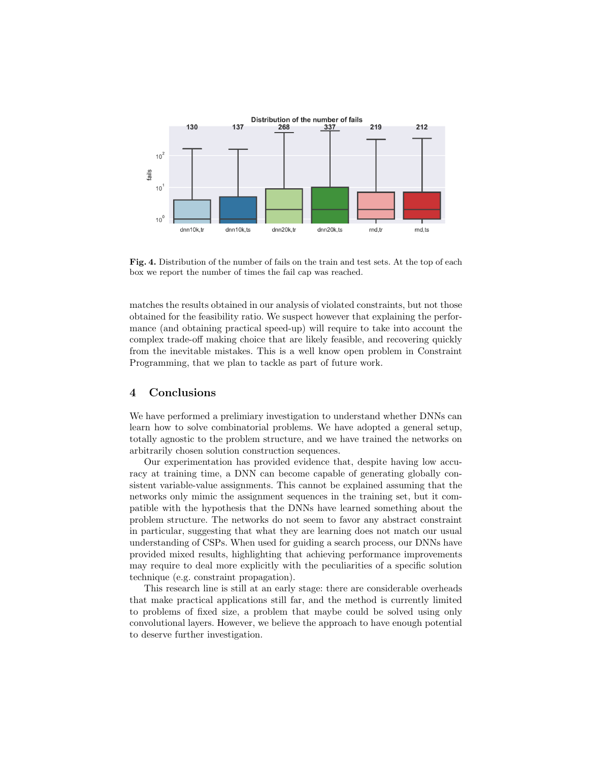**Fig. 4.** Distribution of the number of fails on the train and test sets. At the top of each box we report the number of times the fail cap was reached.

matches the results obtained in our analysis of violated constraints, but not those obtained for the feasibility ratio. We suspect however that explaining the performance (and obtaining practical speed-up) will require to take into account the complex trade-off making choice that are likely feasible, and recovering quickly from the inevitable mistakes. This is a well know open problem in Constraint Programming, that we plan to tackle as part of future work.

## 4 Conclusions

We have performed a prelimiary investigation to understand whether DNNs can learn how to solve combinatorial problems. We have adopted a general setup, totally agnostic to the problem structure, and we have trained the networks on arbitrarily chosen solution construction sequences.

Our experimentation has provided evidence that, despite having low accuracy at training time, a DNN can become capable of generating globally consistent variable-value assignments. This cannot be explained assuming that the networks only mimic the assignment sequences in the training set, but it compatible with the hypothesis that the DNNs have learned something about the problem structure. The networks do not seem to favor any abstract constraint in particular, suggesting that what they are learning does not match our usual understanding of CSPs. When used for guiding a search process, our DNNs have provided mixed results, highlighting that achieving performance improvements may require to deal more explicitly with the peculiarities of a specific solution technique (e.g. constraint propagation).

This research line is still at an early stage: there are considerable overheads that make practical applications still far, and the method is currently limited to problems of fixed size, a problem that maybe could be solved using only convolutional layers. However, we believe the approach to have enough potential to deserve further investigation.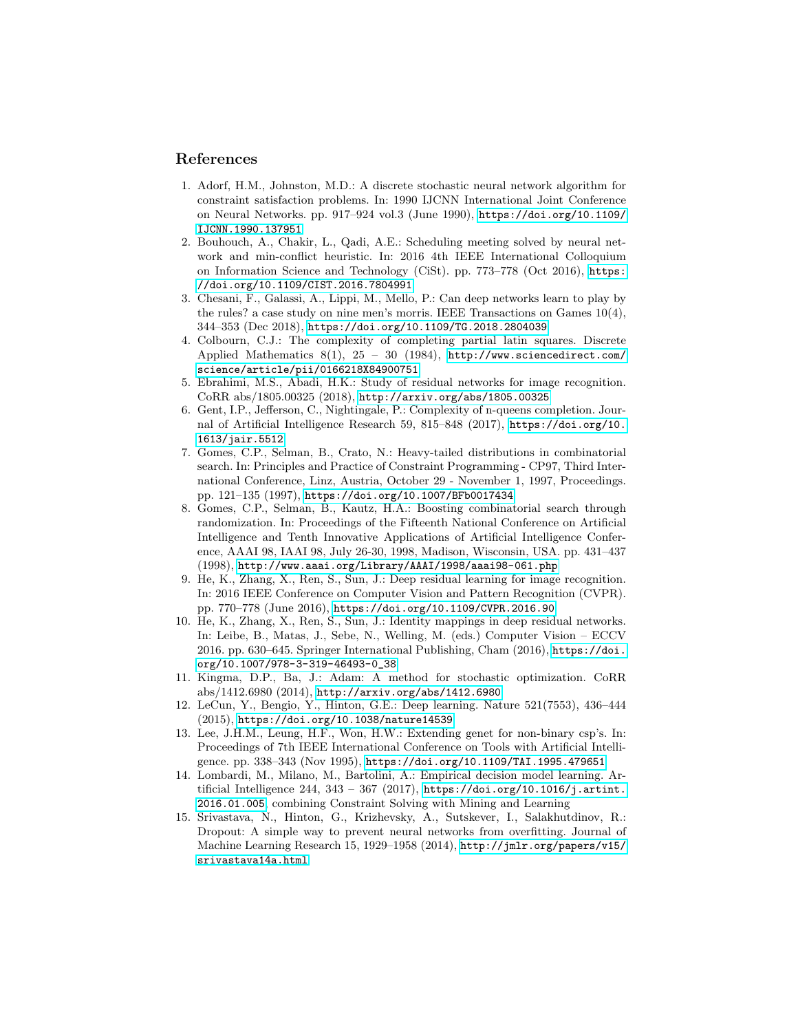# References

1. Adorf, H.M., Johnston, M.D.: A discrete stochastic neural network algorithm for constraint satisfaction problems. In: 1990 IJCNN International Joint Conference on Neural Networks. pp. 917–924 vol.3 (June 1990), https://doi.org/10.1109/IJCNN.1990.137951
2. Bouhouch, A., Chakir, L., Qadi, A.E.: Scheduling meeting solved by neural network and min-conflict heuristic. In: 2016 4th IEEE International Colloquium on Information Science and Technology (CiSt). pp. 773–778 (Oct 2016), https://doi.org/10.1109/CIST.2016.7804991
3. Chesani, F., Galassi, A., Lippi, M., Mello, P.: Can deep networks learn to play by the rules? a case study on nine men's morris. IEEE Transactions on Games 10(4), 344–353 (Dec 2018), https://doi.org/10.1109/TG.2018.2804039
4. Colbourn, C.J.: The complexity of completing partial latin squares. Discrete Applied Mathematics 8(1), 25 – 30 (1984), http://www.sciencedirect.com/science/article/pii/0166218X84900751
5. Ebrahimi, M.S., Abadi, H.K.: Study of residual networks for image recognition. CoRR abs/1805.00325 (2018), http://arxiv.org/abs/1805.00325
6. Gent, I.P., Jefferson, C., Nightingale, P.: Complexity of n-queens completion. Journal of Artificial Intelligence Research 59, 815–848 (2017), https://doi.org/10.1613/jair.5512
7. Gomes, C.P., Selman, B., Crato, N.: Heavy-tailed distributions in combinatorial search. In: Principles and Practice of Constraint Programming - CP97, Third International Conference, Linz, Austria, October 29 - November 1, 1997, Proceedings. pp. 121–135 (1997), https://doi.org/10.1007/BFb0017434
8. Gomes, C.P., Selman, B., Kautz, H.A.: Boosting combinatorial search through randomization. In: Proceedings of the Fifteenth National Conference on Artificial Intelligence and Tenth Innovative Applications of Artificial Intelligence Conference, AAAI 98, IAAI 98, July 26-30, 1998, Madison, Wisconsin, USA. pp. 431–437 (1998), http://www.aaai.org/Library/AAAI/1998/aaai98-061.php
9. He, K., Zhang, X., Ren, S., Sun, J.: Deep residual learning for image recognition. In: 2016 IEEE Conference on Computer Vision and Pattern Recognition (CVPR). pp. 770–778 (June 2016), https://doi.org/10.1109/CVPR.2016.90
10. He, K., Zhang, X., Ren, S., Sun, J.: Identity mappings in deep residual networks. In: Leibe, B., Matas, J., Sebe, N., Welling, M. (eds.) Computer Vision – ECCV 2016. pp. 630–645. Springer International Publishing, Cham (2016), https://doi.org/10.1007/978-3-319-46493-0_38
11. Kingma, D.P., Ba, J.: Adam: A method for stochastic optimization. CoRR abs/1412.6980 (2014), http://arxiv.org/abs/1412.6980
12. LeCun, Y., Bengio, Y., Hinton, G.E.: Deep learning. Nature 521(7553), 436–444 (2015), https://doi.org/10.1038/nature14539
13. Lee, J.H.M., Leung, H.F., Won, H.W.: Extending genet for non-binary csp's. In: Proceedings of 7th IEEE International Conference on Tools with Artificial Intelligence. pp. 338–343 (Nov 1995), https://doi.org/10.1109/TAI.1995.479651
14. Lombardi, M., Milano, M., Bartolini, A.: Empirical decision model learning. Artificial Intelligence 244, 343 – 367 (2017), https://doi.org/10.1016/j.artint.2016.01.005, combining Constraint Solving with Mining and Learning
15. Srivastava, N., Hinton, G., Krizhevsky, A., Sutskever, I., Salakhutdinov, R.: Dropout: A simple way to prevent neural networks from overfitting. Journal of Machine Learning Research 15, 1929–1958 (2014), http://jmlr.org/papers/v15/srivastava14a.html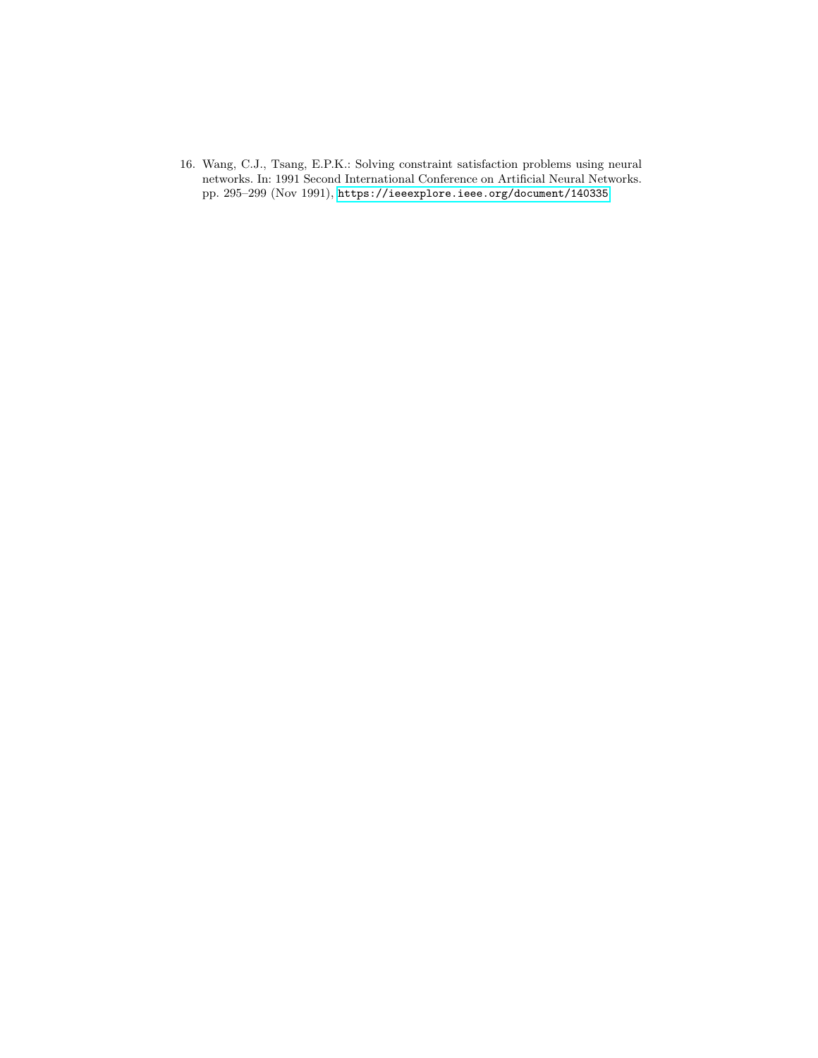16. Wang, C.J., Tsang, E.P.K.: Solving constraint satisfaction problems using neural networks. In: 1991 Second International Conference on Artificial Neural Networks. pp. 295–299 (Nov 1991), https://ieeexplore.ieee.org/document/140335